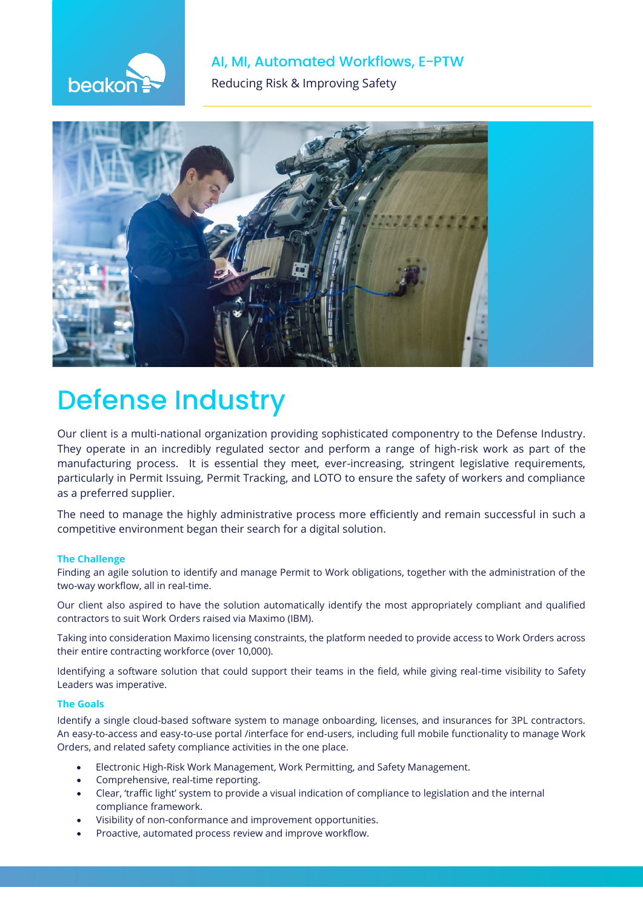beakon

AI, MI, Automated Workflows, E-PTW

Reducing Risk & Improving Safety

# Defense Industry

Our client is a multi-national organization providing sophisticated componentry to the Defense Industry. They operate in an incredibly regulated sector and perform a range of high-risk work as part of the manufacturing process. It is essential they meet, ever-increasing, stringent legislative requirements, particularly in Permit Issuing, Permit Tracking, and LOTO to ensure the safety of workers and compliance as a preferred supplier.

The need to manage the highly administrative process more efficiently and remain successful in such a competitive environment began their search for a digital solution.

### The Challenge

Finding an agile solution to identify and manage Permit to Work obligations, together with the administration of the two-way workflow, all in real-time.

Our client also aspired to have the solution automatically identify the most appropriately compliant and qualified contractors to suit Work Orders raised via Maximo (IBM).

Taking into consideration Maximo licensing constraints, the platform needed to provide access to Work Orders across their entire contracting workforce (over 10,000).

Identifying a software solution that could support their teams in the field, while giving real-time visibility to Safety Leaders was imperative.

### The Goals

Identify a single cloud-based software system to manage onboarding, licenses, and insurances for 3PL contractors. An easy-to-access and easy-to-use portal /interface for end-users, including full mobile functionality to manage Work Orders, and related safety compliance activities in the one place.

- Electronic High-Risk Work Management, Work Permitting, and Safety Management.
- Comprehensive, real-time reporting.
- Clear, 'traffic light' system to provide a visual indication of compliance to legislation and the internal compliance framework.
- Visibility of non-conformance and improvement opportunities.
- Proactive, automated process review and improve workflow.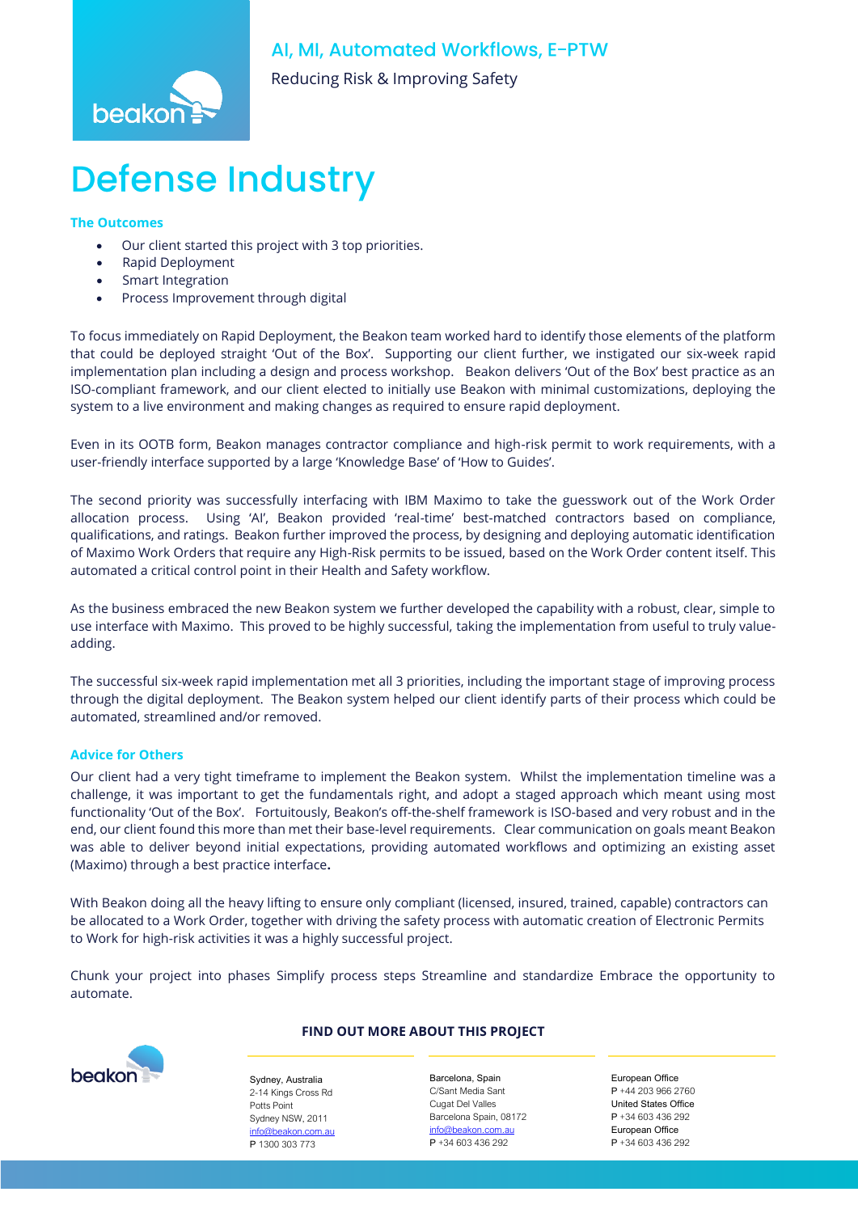AI, MI, Automated Workflows, E-PTW

Reducing Risk & Improving Safety

# Defense Industry

### The Outcomes

- Our client started this project with 3 top priorities.
- Rapid Deployment
- Smart Integration
- Process Improvement through digital

To focus immediately on Rapid Deployment, the Beakon team worked hard to identify those elements of the platform that could be deployed straight 'Out of the Box'. Supporting our client further, we instigated our six-week rapid implementation plan including a design and process workshop. Beakon delivers 'Out of the Box' best practice as an ISO-compliant framework, and our client elected to initially use Beakon with minimal customizations, deploying the system to a live environment and making changes as required to ensure rapid deployment.

Even in its OOTB form, Beakon manages contractor compliance and high-risk permit to work requirements, with a user-friendly interface supported by a large 'Knowledge Base' of 'How to Guides'.

The second priority was successfully interfacing with IBM Maximo to take the guesswork out of the Work Order allocation process. Using 'AI', Beakon provided 'real-time' best-matched contractors based on compliance, qualifications, and ratings. Beakon further improved the process, by designing and deploying automatic identification of Maximo Work Orders that require any High-Risk permits to be issued, based on the Work Order content itself. This automated a critical control point in their Health and Safety workflow.

As the business embraced the new Beakon system we further developed the capability with a robust, clear, simple to use interface with Maximo. This proved to be highly successful, taking the implementation from useful to truly value-adding.

The successful six-week rapid implementation met all 3 priorities, including the important stage of improving process through the digital deployment. The Beakon system helped our client identify parts of their process which could be automated, streamlined and/or removed.

### Advice for Others

Our client had a very tight timeframe to implement the Beakon system. Whilst the implementation timeline was a challenge, it was important to get the fundamentals right, and adopt a staged approach which meant using most functionality 'Out of the Box'. Fortuitously, Beakon's off-the-shelf framework is ISO-based and very robust and in the end, our client found this more than met their base-level requirements. Clear communication on goals meant Beakon was able to deliver beyond initial expectations, providing automated workflows and optimizing an existing asset (Maximo) through a best practice interface.

With Beakon doing all the heavy lifting to ensure only compliant (licensed, insured, trained, capable) contractors can be allocated to a Work Order, together with driving the safety process with automatic creation of Electronic Permits to Work for high-risk activities it was a highly successful project.

Chunk your project into phases Simplify process steps Streamline and standardize Embrace the opportunity to automate.

**FIND OUT MORE ABOUT THIS PROJECT**

Sydney, Australia
2-14 Kings Cross Rd
Potts Point
Sydney NSW, 2011
info@beakon.com.au
P 1300 303 773

Barcelona, Spain
C/Sant Media Sant
Cugat Del Valles
Barcelona Spain, 08172
info@beakon.com.au
P +34 603 436 292

European Office
P +44 203 966 2760
United States Office
P +34 603 436 292
European Office
P +34 603 436 292